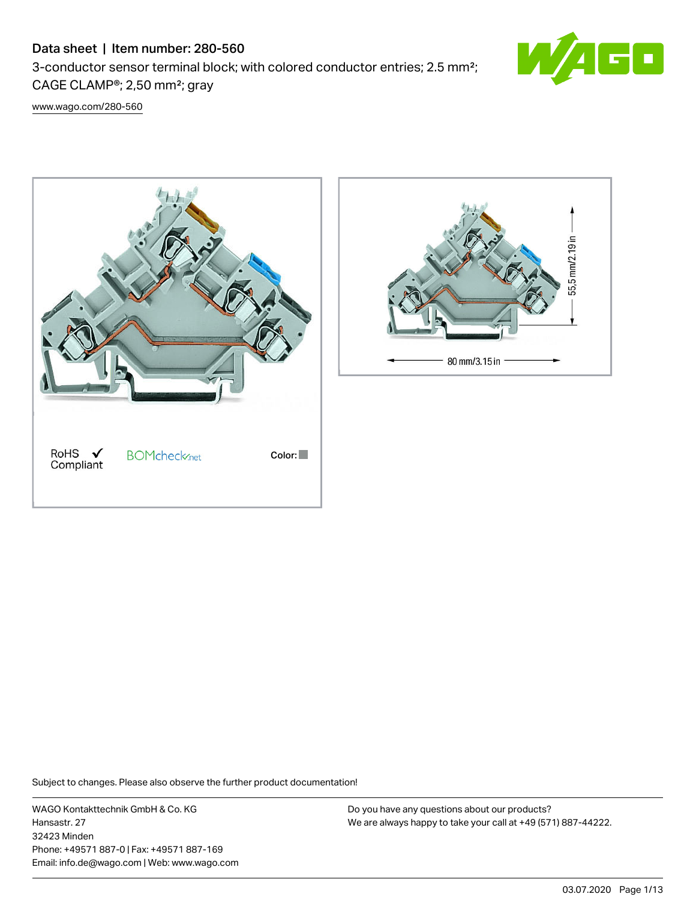# Data sheet | Item number: 280-560

3-conductor sensor terminal block; with colored conductor entries; 2.5 mm²; CAGE CLAMP®; 2,50 mm²; gray

www.wago.com/280-560

RoHS ✓ Compliant

BOMcheck.net

Color:

55,5 mm/2.19 in

80 mm/3.15 in

Subject to changes. Please also observe the further product documentation!

WAGO Kontakttechnik GmbH & Co. KG
Hansastr. 27
32423 Minden
Phone: +49571 887-0 | Fax: +49571 887-169
Email: info.de@wago.com | Web: www.wago.com

Do you have any questions about our products?
We are always happy to take your call at +49 (571) 887-44222.

03.07.2020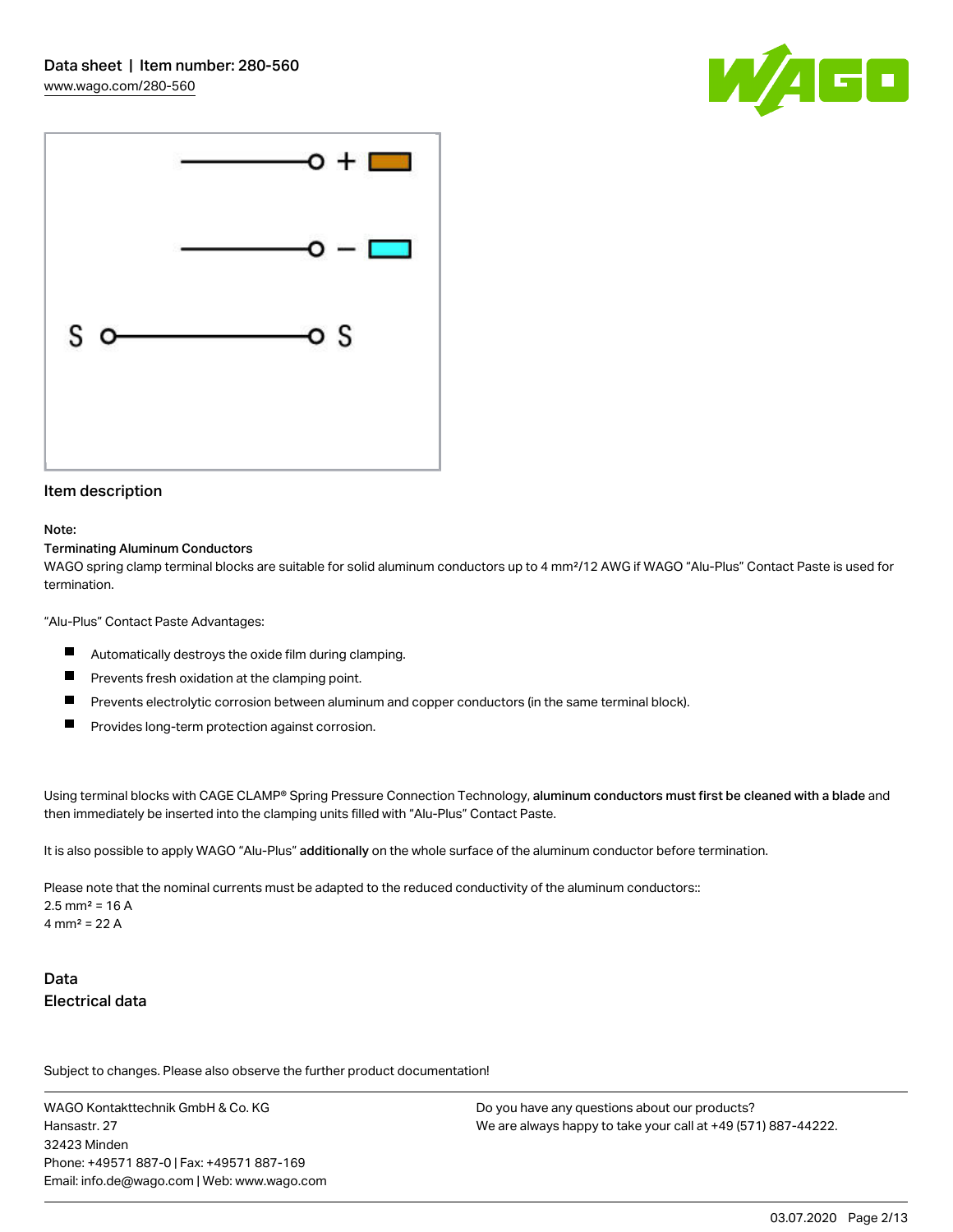## Item description

Note:

**Terminating Aluminum Conductors**

WAGO spring clamp terminal blocks are suitable for solid aluminum conductors up to 4 mm²/12 AWG if WAGO "Alu-Plus" Contact Paste is used for termination.

"Alu-Plus" Contact Paste Advantages:

- Automatically destroys the oxide film during clamping.
- Prevents fresh oxidation at the clamping point.
- Prevents electrolytic corrosion between aluminum and copper conductors (in the same terminal block).
- Provides long-term protection against corrosion.

Using terminal blocks with CAGE CLAMP® Spring Pressure Connection Technology, **aluminum conductors must first be cleaned with a blade** and then immediately be inserted into the clamping units filled with "Alu-Plus" Contact Paste.

It is also possible to apply WAGO "Alu-Plus" **additionally** on the whole surface of the aluminum conductor before termination.

Please note that the nominal currents must be adapted to the reduced conductivity of the aluminum conductors::
2.5 mm² = 16 A
4 mm² = 22 A

## Data

### Electrical data

Subject to changes. Please also observe the further product documentation!

WAGO Kontakttechnik GmbH & Co. KG
Hansastr. 27
32423 Minden
Phone: +49571 887-0 | Fax: +49571 887-169
Email: info.de@wago.com | Web: www.wago.com

Do you have any questions about our products?
We are always happy to take your call at +49 (571) 887-44222.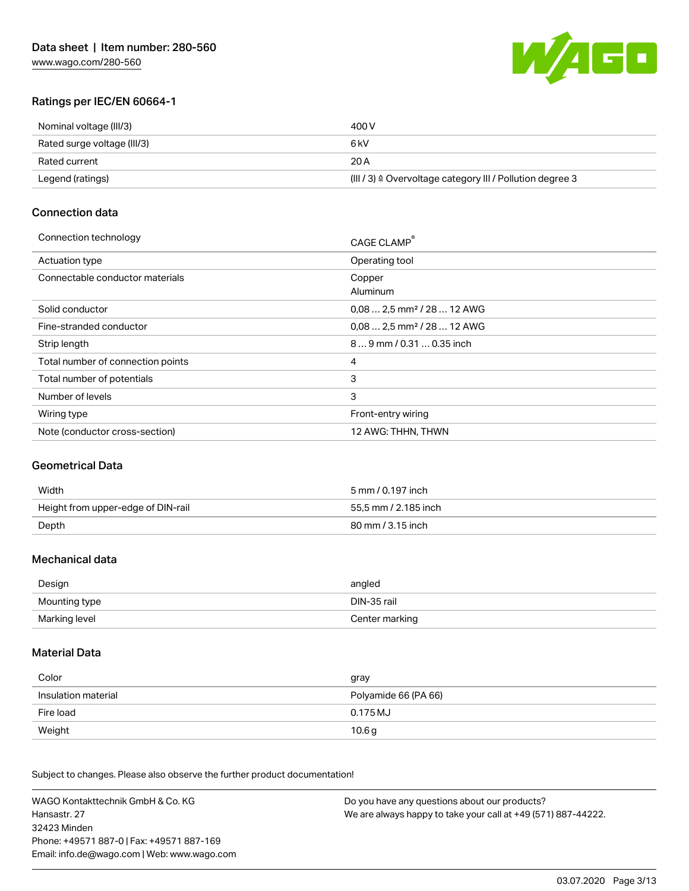## Ratings per IEC/EN 60664-1

| | |
|---|---|
| Nominal voltage (III/3) | 400 V |
| Rated surge voltage (III/3) | 6 kV |
| Rated current | 20 A |
| Legend (ratings) | (III / 3) ≙ Overvoltage category III / Pollution degree 3 |

## Connection data

| | |
|---|---|
| Connection technology | CAGE CLAMP® |
| Actuation type | Operating tool |
| Connectable conductor materials | Copper<br>Aluminum |
| Solid conductor | 0,08 … 2,5 mm² / 28 … 12 AWG |
| Fine-stranded conductor | 0,08 … 2,5 mm² / 28 … 12 AWG |
| Strip length | 8 … 9 mm / 0.31 … 0.35 inch |
| Total number of connection points | 4 |
| Total number of potentials | 3 |
| Number of levels | 3 |
| Wiring type | Front-entry wiring |
| Note (conductor cross-section) | 12 AWG: THHN, THWN |

## Geometrical Data

| | |
|---|---|
| Width | 5 mm / 0.197 inch |
| Height from upper-edge of DIN-rail | 55,5 mm / 2.185 inch |
| Depth | 80 mm / 3.15 inch |

## Mechanical data

| | |
|---|---|
| Design | angled |
| Mounting type | DIN-35 rail |
| Marking level | Center marking |

## Material Data

| | |
|---|---|
| Color | gray |
| Insulation material | Polyamide 66 (PA 66) |
| Fire load | 0.175 MJ |
| Weight | 10.6 g |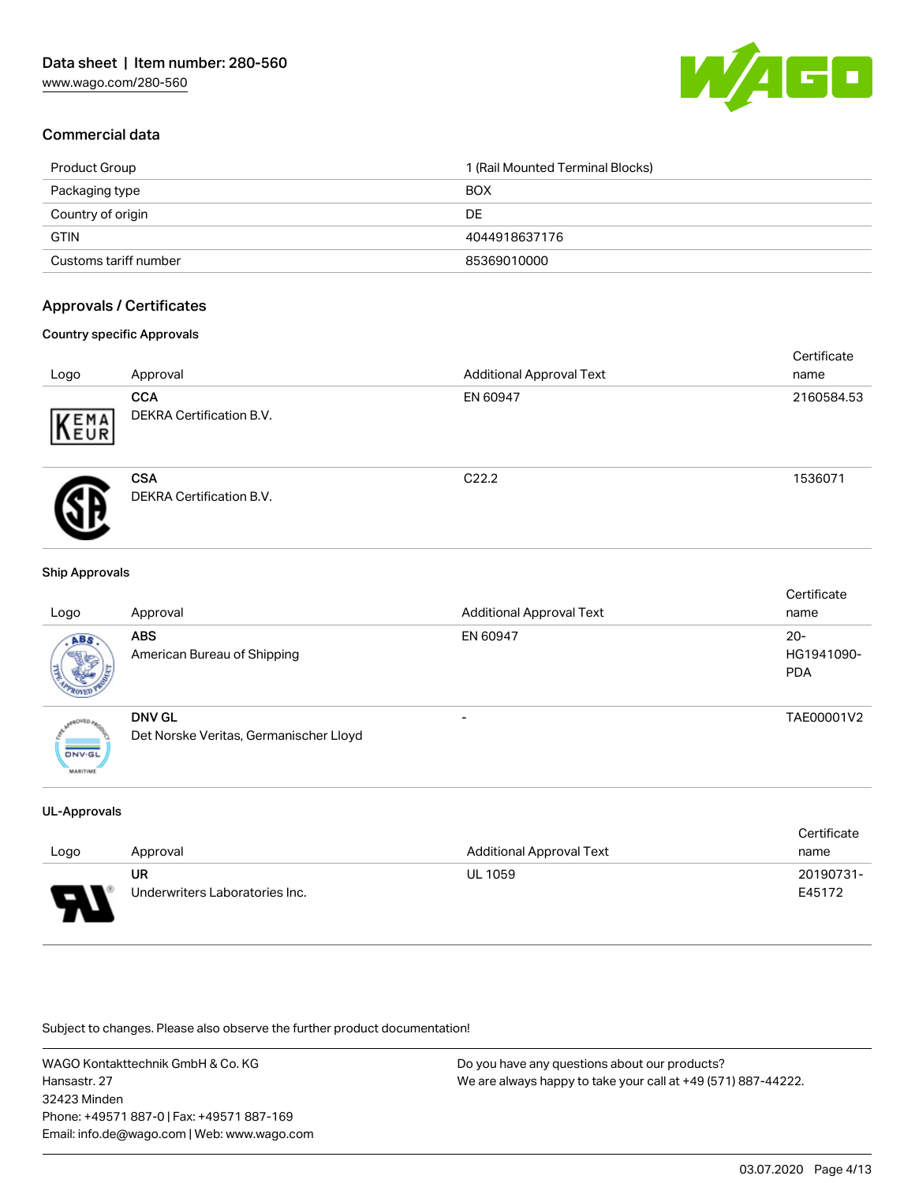## Commercial data

| | |
|---|---|
| Product Group | 1 (Rail Mounted Terminal Blocks) |
| Packaging type | BOX |
| Country of origin | DE |
| GTIN | 4044918637176 |
| Customs tariff number | 85369010000 |

## Approvals / Certificates

### Country specific Approvals

| Logo | Approval | Additional Approval Text | Certificate name |
|---|---|---|---|
| | **CCA**<br>DEKRA Certification B.V. | EN 60947 | 2160584.53 |
| | **CSA**<br>DEKRA Certification B.V. | C22.2 | 1536071 |

### Ship Approvals

| Logo | Approval | Additional Approval Text | Certificate name |
|---|---|---|---|
| | **ABS**<br>American Bureau of Shipping | EN 60947 | 20-HG1941090-PDA |
| | **DNV GL**<br>Det Norske Veritas, Germanischer Lloyd | - | TAE00001V2 |

### UL-Approvals

| Logo | Approval | Additional Approval Text | Certificate name |
|---|---|---|---|
| | **UR**<br>Underwriters Laboratories Inc. | UL 1059 | 20190731-E45172 |

Subject to changes. Please also observe the further product documentation!

WAGO Kontakttechnik GmbH & Co. KG
Hansastr. 27
32423 Minden
Phone: +49571 887-0 | Fax: +49571 887-169
Email: info.de@wago.com | Web: www.wago.com

Do you have any questions about our products?
We are always happy to take your call at +49 (571) 887-44222.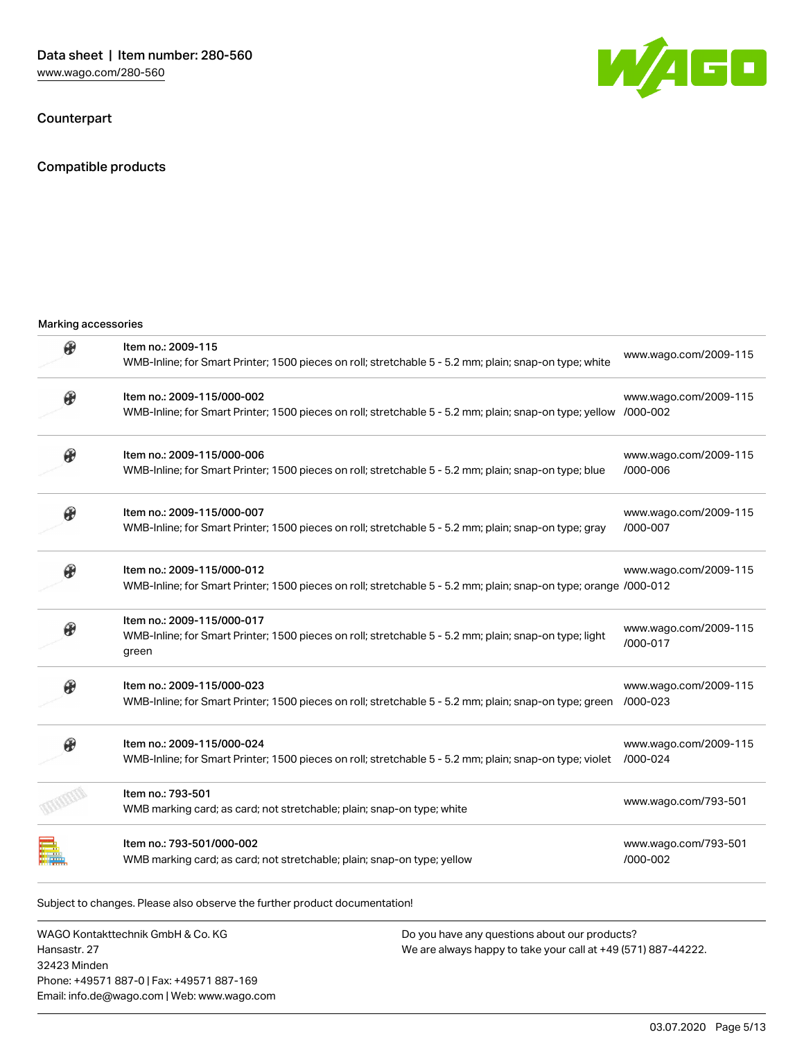## Counterpart

## Compatible products

Marking accessories

| Item | Description | Link |
| --- | --- | --- |
| Item no.: 2009-115 | WMB-Inline; for Smart Printer; 1500 pieces on roll; stretchable 5 - 5.2 mm; plain; snap-on type; white | www.wago.com/2009-115 |
| Item no.: 2009-115/000-002 | WMB-Inline; for Smart Printer; 1500 pieces on roll; stretchable 5 - 5.2 mm; plain; snap-on type; yellow | www.wago.com/2009-115/000-002 |
| Item no.: 2009-115/000-006 | WMB-Inline; for Smart Printer; 1500 pieces on roll; stretchable 5 - 5.2 mm; plain; snap-on type; blue | www.wago.com/2009-115/000-006 |
| Item no.: 2009-115/000-007 | WMB-Inline; for Smart Printer; 1500 pieces on roll; stretchable 5 - 5.2 mm; plain; snap-on type; gray | www.wago.com/2009-115/000-007 |
| Item no.: 2009-115/000-012 | WMB-Inline; for Smart Printer; 1500 pieces on roll; stretchable 5 - 5.2 mm; plain; snap-on type; orange | www.wago.com/2009-115/000-012 |
| Item no.: 2009-115/000-017 | WMB-Inline; for Smart Printer; 1500 pieces on roll; stretchable 5 - 5.2 mm; plain; snap-on type; light green | www.wago.com/2009-115/000-017 |
| Item no.: 2009-115/000-023 | WMB-Inline; for Smart Printer; 1500 pieces on roll; stretchable 5 - 5.2 mm; plain; snap-on type; green | www.wago.com/2009-115/000-023 |
| Item no.: 2009-115/000-024 | WMB-Inline; for Smart Printer; 1500 pieces on roll; stretchable 5 - 5.2 mm; plain; snap-on type; violet | www.wago.com/2009-115/000-024 |
| Item no.: 793-501 | WMB marking card; as card; not stretchable; plain; snap-on type; white | www.wago.com/793-501 |
| Item no.: 793-501/000-002 | WMB marking card; as card; not stretchable; plain; snap-on type; yellow | www.wago.com/793-501/000-002 |

Subject to changes. Please also observe the further product documentation!

WAGO Kontakttechnik GmbH & Co. KG
Hansastr. 27
32423 Minden
Phone: +49571 887-0 | Fax: +49571 887-169
Email: info.de@wago.com | Web: www.wago.com

Do you have any questions about our products?
We are always happy to take your call at +49 (571) 887-44222.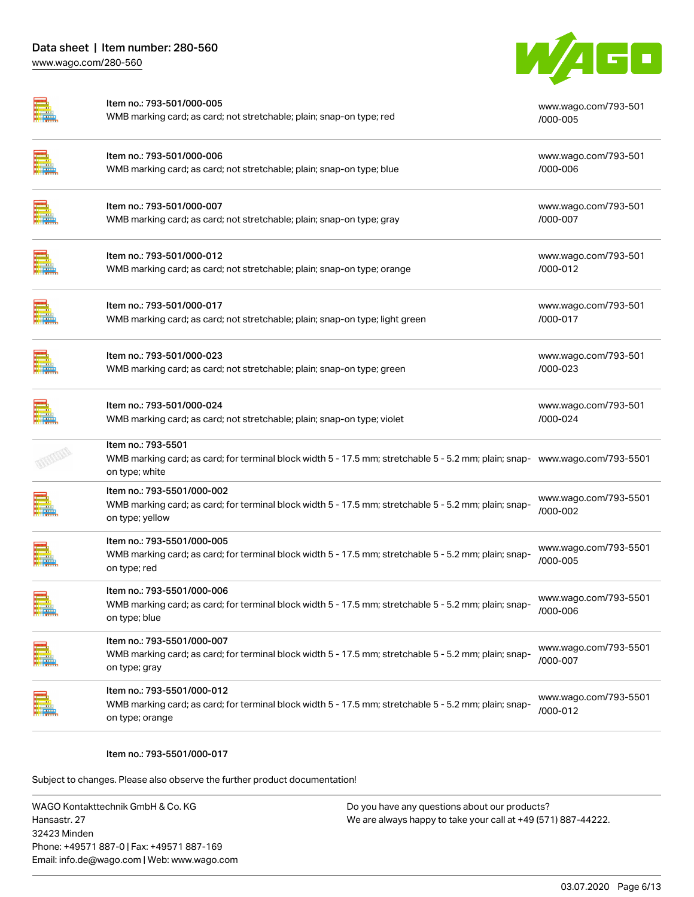| | | |
|---|---|---|
| | Item no.: 793-501/000-005<br>WMB marking card; as card; not stretchable; plain; snap-on type; red | www.wago.com/793-501/000-005 |
| | Item no.: 793-501/000-006<br>WMB marking card; as card; not stretchable; plain; snap-on type; blue | www.wago.com/793-501/000-006 |
| | Item no.: 793-501/000-007<br>WMB marking card; as card; not stretchable; plain; snap-on type; gray | www.wago.com/793-501/000-007 |
| | Item no.: 793-501/000-012<br>WMB marking card; as card; not stretchable; plain; snap-on type; orange | www.wago.com/793-501/000-012 |
| | Item no.: 793-501/000-017<br>WMB marking card; as card; not stretchable; plain; snap-on type; light green | www.wago.com/793-501/000-017 |
| | Item no.: 793-501/000-023<br>WMB marking card; as card; not stretchable; plain; snap-on type; green | www.wago.com/793-501/000-023 |
| | Item no.: 793-501/000-024<br>WMB marking card; as card; not stretchable; plain; snap-on type; violet | www.wago.com/793-501/000-024 |
| | Item no.: 793-5501<br>WMB marking card; as card; for terminal block width 5 - 17.5 mm; stretchable 5 - 5.2 mm; plain; snap-on type; white | www.wago.com/793-5501 |
| | Item no.: 793-5501/000-002<br>WMB marking card; as card; for terminal block width 5 - 17.5 mm; stretchable 5 - 5.2 mm; plain; snap-on type; yellow | www.wago.com/793-5501/000-002 |
| | Item no.: 793-5501/000-005<br>WMB marking card; as card; for terminal block width 5 - 17.5 mm; stretchable 5 - 5.2 mm; plain; snap-on type; red | www.wago.com/793-5501/000-005 |
| | Item no.: 793-5501/000-006<br>WMB marking card; as card; for terminal block width 5 - 17.5 mm; stretchable 5 - 5.2 mm; plain; snap-on type; blue | www.wago.com/793-5501/000-006 |
| | Item no.: 793-5501/000-007<br>WMB marking card; as card; for terminal block width 5 - 17.5 mm; stretchable 5 - 5.2 mm; plain; snap-on type; gray | www.wago.com/793-5501/000-007 |
| | Item no.: 793-5501/000-012<br>WMB marking card; as card; for terminal block width 5 - 17.5 mm; stretchable 5 - 5.2 mm; plain; snap-on type; orange | www.wago.com/793-5501/000-012 |

Item no.: 793-5501/000-017

Subject to changes. Please also observe the further product documentation!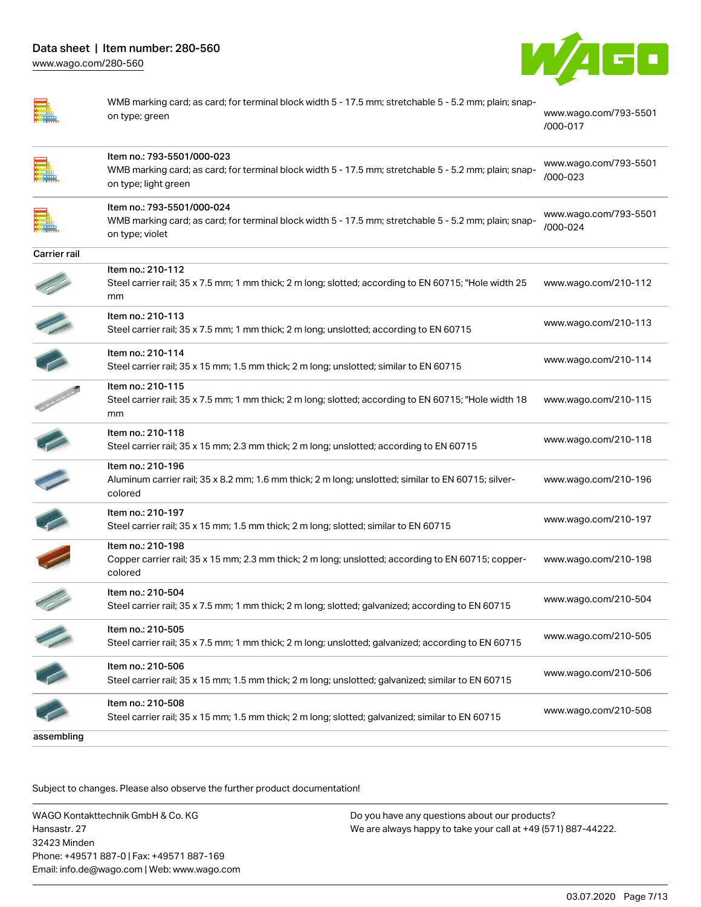| | | |
|---|---|---|
| | WMB marking card; as card; for terminal block width 5 - 17.5 mm; stretchable 5 - 5.2 mm; plain; snap-on type; green | www.wago.com/793-5501/000-017 |
| | Item no.: 793-5501/000-023<br>WMB marking card; as card; for terminal block width 5 - 17.5 mm; stretchable 5 - 5.2 mm; plain; snap-on type; light green | www.wago.com/793-5501/000-023 |
| | Item no.: 793-5501/000-024<br>WMB marking card; as card; for terminal block width 5 - 17.5 mm; stretchable 5 - 5.2 mm; plain; snap-on type; violet | www.wago.com/793-5501/000-024 |

Carrier rail

| | | |
|---|---|---|
| | Item no.: 210-112<br>Steel carrier rail; 35 x 7.5 mm; 1 mm thick; 2 m long; slotted; according to EN 60715; "Hole width 25 mm | www.wago.com/210-112 |
| | Item no.: 210-113<br>Steel carrier rail; 35 x 7.5 mm; 1 mm thick; 2 m long; unslotted; according to EN 60715 | www.wago.com/210-113 |
| | Item no.: 210-114<br>Steel carrier rail; 35 x 15 mm; 1.5 mm thick; 2 m long; unslotted; similar to EN 60715 | www.wago.com/210-114 |
| | Item no.: 210-115<br>Steel carrier rail; 35 x 7.5 mm; 1 mm thick; 2 m long; slotted; according to EN 60715; "Hole width 18 mm | www.wago.com/210-115 |
| | Item no.: 210-118<br>Steel carrier rail; 35 x 15 mm; 2.3 mm thick; 2 m long; unslotted; according to EN 60715 | www.wago.com/210-118 |
| | Item no.: 210-196<br>Aluminum carrier rail; 35 x 8.2 mm; 1.6 mm thick; 2 m long; unslotted; similar to EN 60715; silver-colored | www.wago.com/210-196 |
| | Item no.: 210-197<br>Steel carrier rail; 35 x 15 mm; 1.5 mm thick; 2 m long; slotted; similar to EN 60715 | www.wago.com/210-197 |
| | Item no.: 210-198<br>Copper carrier rail; 35 x 15 mm; 2.3 mm thick; 2 m long; unslotted; according to EN 60715; copper-colored | www.wago.com/210-198 |
| | Item no.: 210-504<br>Steel carrier rail; 35 x 7.5 mm; 1 mm thick; 2 m long; slotted; galvanized; according to EN 60715 | www.wago.com/210-504 |
| | Item no.: 210-505<br>Steel carrier rail; 35 x 7.5 mm; 1 mm thick; 2 m long; unslotted; galvanized; according to EN 60715 | www.wago.com/210-505 |
| | Item no.: 210-506<br>Steel carrier rail; 35 x 15 mm; 1.5 mm thick; 2 m long; unslotted; galvanized; similar to EN 60715 | www.wago.com/210-506 |
| | Item no.: 210-508<br>Steel carrier rail; 35 x 15 mm; 1.5 mm thick; 2 m long; slotted; galvanized; similar to EN 60715 | www.wago.com/210-508 |

assembling

Subject to changes. Please also observe the further product documentation!

WAGO Kontakttechnik GmbH & Co. KG
Hansastr. 27
32423 Minden
Phone: +49571 887-0 | Fax: +49571 887-169
Email: info.de@wago.com | Web: www.wago.com

Do you have any questions about our products?
We are always happy to take your call at +49 (571) 887-44222.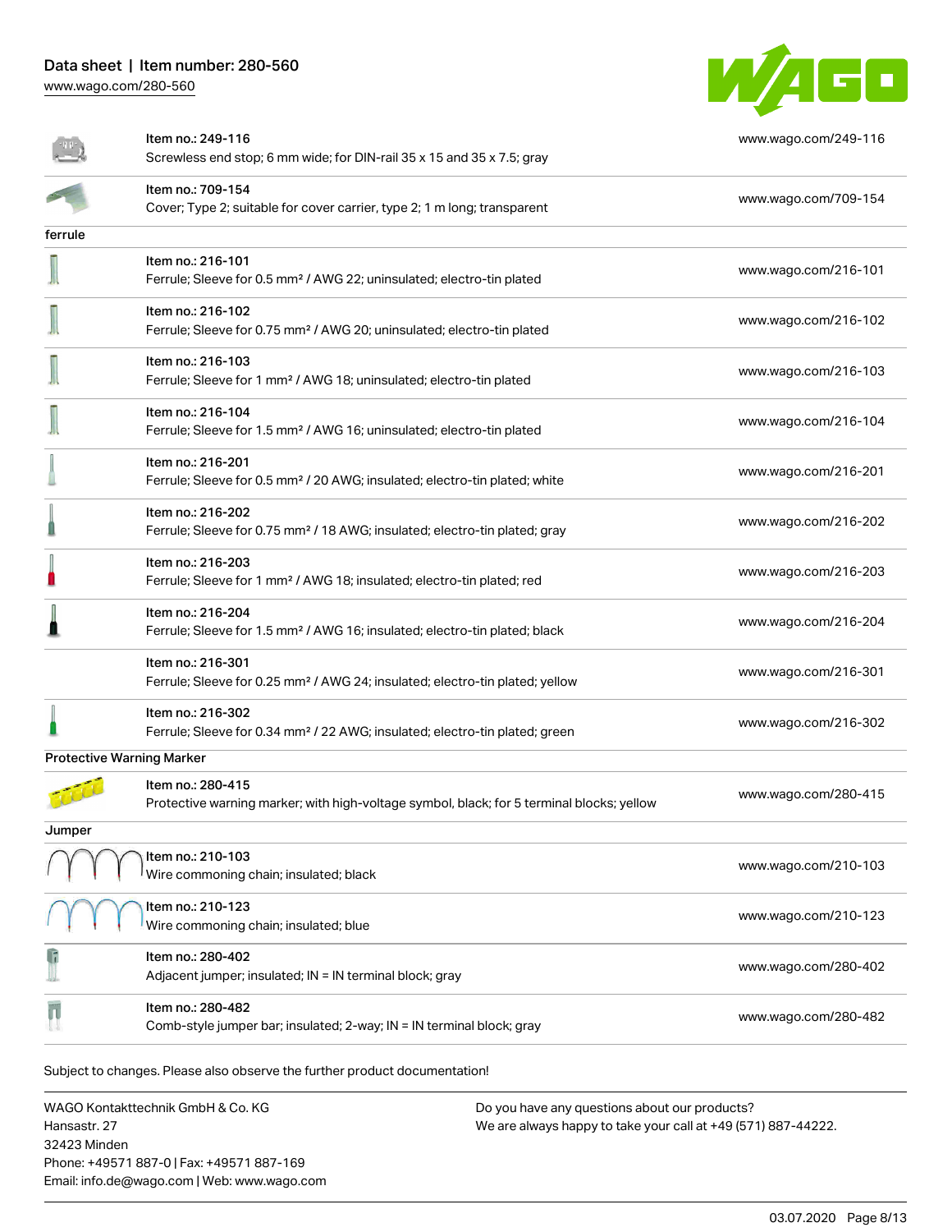| | | |
|---|---|---|
| | Item no.: 249-116<br>Screwless end stop; 6 mm wide; for DIN-rail 35 x 15 and 35 x 7.5; gray | www.wago.com/249-116 |
| | Item no.: 709-154<br>Cover; Type 2; suitable for cover carrier, type 2; 1 m long; transparent | www.wago.com/709-154 |
| **ferrule** | | |
| | Item no.: 216-101<br>Ferrule; Sleeve for 0.5 mm² / AWG 22; uninsulated; electro-tin plated | www.wago.com/216-101 |
| | Item no.: 216-102<br>Ferrule; Sleeve for 0.75 mm² / AWG 20; uninsulated; electro-tin plated | www.wago.com/216-102 |
| | Item no.: 216-103<br>Ferrule; Sleeve for 1 mm² / AWG 18; uninsulated; electro-tin plated | www.wago.com/216-103 |
| | Item no.: 216-104<br>Ferrule; Sleeve for 1.5 mm² / AWG 16; uninsulated; electro-tin plated | www.wago.com/216-104 |
| | Item no.: 216-201<br>Ferrule; Sleeve for 0.5 mm² / 20 AWG; insulated; electro-tin plated; white | www.wago.com/216-201 |
| | Item no.: 216-202<br>Ferrule; Sleeve for 0.75 mm² / 18 AWG; insulated; electro-tin plated; gray | www.wago.com/216-202 |
| | Item no.: 216-203<br>Ferrule; Sleeve for 1 mm² / AWG 18; insulated; electro-tin plated; red | www.wago.com/216-203 |
| | Item no.: 216-204<br>Ferrule; Sleeve for 1.5 mm² / AWG 16; insulated; electro-tin plated; black | www.wago.com/216-204 |
| | Item no.: 216-301<br>Ferrule; Sleeve for 0.25 mm² / AWG 24; insulated; electro-tin plated; yellow | www.wago.com/216-301 |
| | Item no.: 216-302<br>Ferrule; Sleeve for 0.34 mm² / 22 AWG; insulated; electro-tin plated; green | www.wago.com/216-302 |
| **Protective Warning Marker** | | |
| | Item no.: 280-415<br>Protective warning marker; with high-voltage symbol, black; for 5 terminal blocks; yellow | www.wago.com/280-415 |
| **Jumper** | | |
| | Item no.: 210-103<br>Wire commoning chain; insulated; black | www.wago.com/210-103 |
| | Item no.: 210-123<br>Wire commoning chain; insulated; blue | www.wago.com/210-123 |
| | Item no.: 280-402<br>Adjacent jumper; insulated; IN = IN terminal block; gray | www.wago.com/280-402 |
| | Item no.: 280-482<br>Comb-style jumper bar; insulated; 2-way; IN = IN terminal block; gray | www.wago.com/280-482 |

Subject to changes. Please also observe the further product documentation!

WAGO Kontakttechnik GmbH & Co. KG
Hansastr. 27
32423 Minden
Phone: +49571 887-0 | Fax: +49571 887-169
Email: info.de@wago.com | Web: www.wago.com

Do you have any questions about our products?
We are always happy to take your call at +49 (571) 887-44222.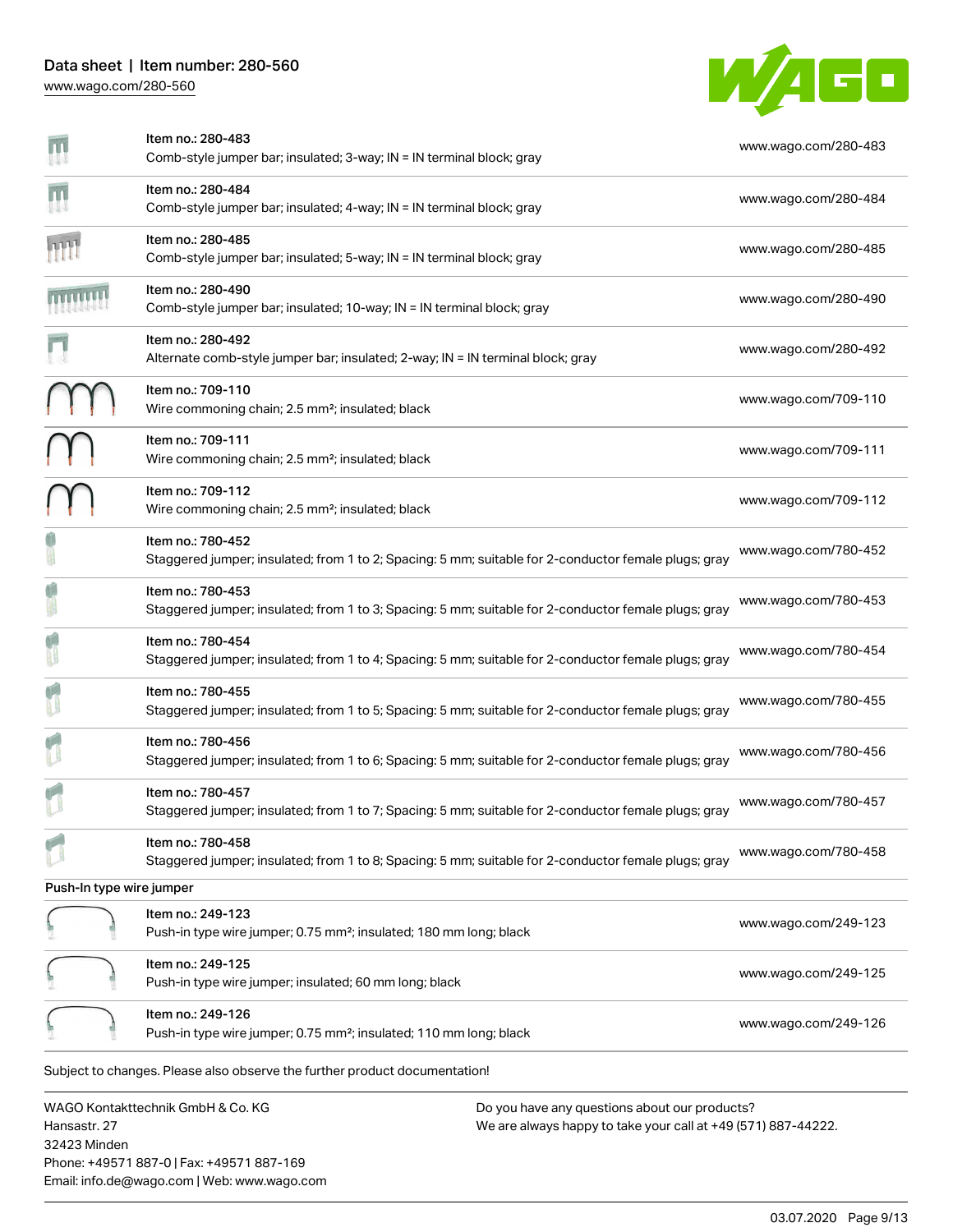| | | |
|---|---|---|
| | Item no.: 280-483<br>Comb-style jumper bar; insulated; 3-way; IN = IN terminal block; gray | www.wago.com/280-483 |
| | Item no.: 280-484<br>Comb-style jumper bar; insulated; 4-way; IN = IN terminal block; gray | www.wago.com/280-484 |
| | Item no.: 280-485<br>Comb-style jumper bar; insulated; 5-way; IN = IN terminal block; gray | www.wago.com/280-485 |
| | Item no.: 280-490<br>Comb-style jumper bar; insulated; 10-way; IN = IN terminal block; gray | www.wago.com/280-490 |
| | Item no.: 280-492<br>Alternate comb-style jumper bar; insulated; 2-way; IN = IN terminal block; gray | www.wago.com/280-492 |
| | Item no.: 709-110<br>Wire commoning chain; 2.5 mm²; insulated; black | www.wago.com/709-110 |
| | Item no.: 709-111<br>Wire commoning chain; 2.5 mm²; insulated; black | www.wago.com/709-111 |
| | Item no.: 709-112<br>Wire commoning chain; 2.5 mm²; insulated; black | www.wago.com/709-112 |
| | Item no.: 780-452<br>Staggered jumper; insulated; from 1 to 2; Spacing: 5 mm; suitable for 2-conductor female plugs; gray | www.wago.com/780-452 |
| | Item no.: 780-453<br>Staggered jumper; insulated; from 1 to 3; Spacing: 5 mm; suitable for 2-conductor female plugs; gray | www.wago.com/780-453 |
| | Item no.: 780-454<br>Staggered jumper; insulated; from 1 to 4; Spacing: 5 mm; suitable for 2-conductor female plugs; gray | www.wago.com/780-454 |
| | Item no.: 780-455<br>Staggered jumper; insulated; from 1 to 5; Spacing: 5 mm; suitable for 2-conductor female plugs; gray | www.wago.com/780-455 |
| | Item no.: 780-456<br>Staggered jumper; insulated; from 1 to 6; Spacing: 5 mm; suitable for 2-conductor female plugs; gray | www.wago.com/780-456 |
| | Item no.: 780-457<br>Staggered jumper; insulated; from 1 to 7; Spacing: 5 mm; suitable for 2-conductor female plugs; gray | www.wago.com/780-457 |
| | Item no.: 780-458<br>Staggered jumper; insulated; from 1 to 8; Spacing: 5 mm; suitable for 2-conductor female plugs; gray | www.wago.com/780-458 |

Push-In type wire jumper

| | | |
|---|---|---|
| | Item no.: 249-123<br>Push-in type wire jumper; 0.75 mm²; insulated; 180 mm long; black | www.wago.com/249-123 |
| | Item no.: 249-125<br>Push-in type wire jumper; insulated; 60 mm long; black | www.wago.com/249-125 |
| | Item no.: 249-126<br>Push-in type wire jumper; 0.75 mm²; insulated; 110 mm long; black | www.wago.com/249-126 |

Subject to changes. Please also observe the further product documentation!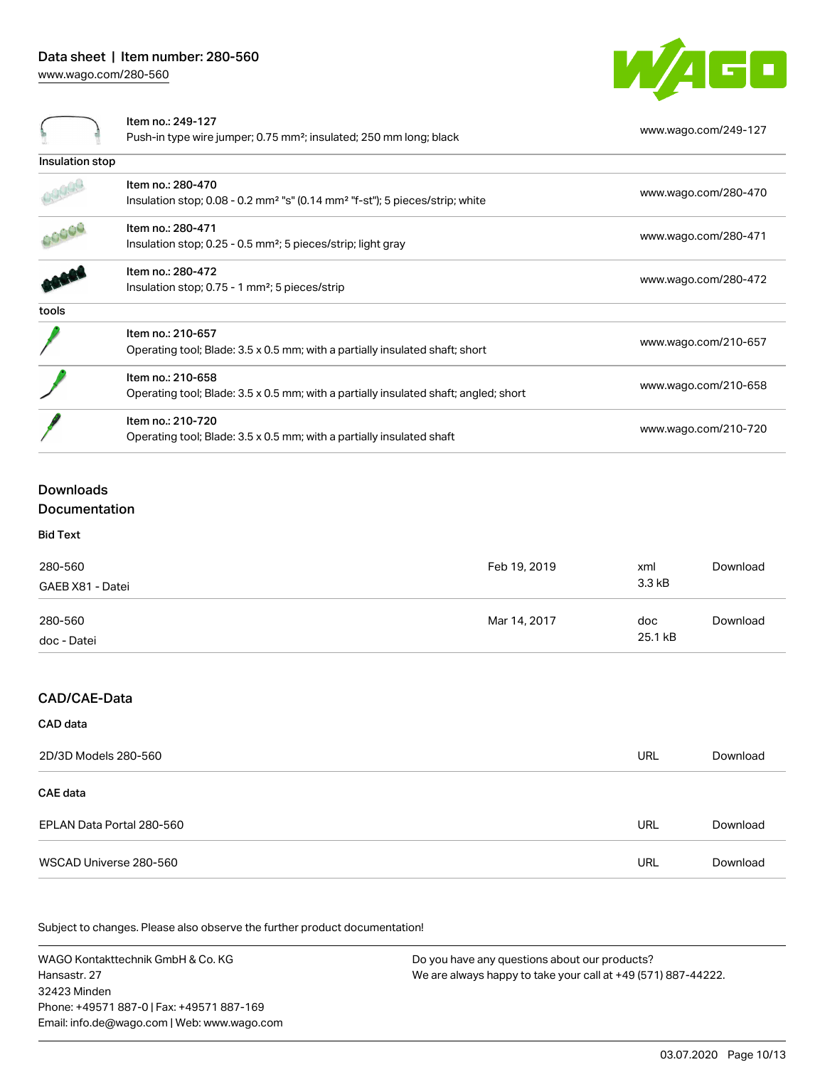| | | |
|---|---|---|
| | Item no.: 249-127<br>Push-in type wire jumper; 0.75 mm²; insulated; 250 mm long; black | www.wago.com/249-127 |
| **Insulation stop** | | |
| | Item no.: 280-470<br>Insulation stop; 0.08 - 0.2 mm² "s" (0.14 mm² "f-st"); 5 pieces/strip; white | www.wago.com/280-470 |
| | Item no.: 280-471<br>Insulation stop; 0.25 - 0.5 mm²; 5 pieces/strip; light gray | www.wago.com/280-471 |
| | Item no.: 280-472<br>Insulation stop; 0.75 - 1 mm²; 5 pieces/strip | www.wago.com/280-472 |
| **tools** | | |
| | Item no.: 210-657<br>Operating tool; Blade: 3.5 x 0.5 mm; with a partially insulated shaft; short | www.wago.com/210-657 |
| | Item no.: 210-658<br>Operating tool; Blade: 3.5 x 0.5 mm; with a partially insulated shaft; angled; short | www.wago.com/210-658 |
| | Item no.: 210-720<br>Operating tool; Blade: 3.5 x 0.5 mm; with a partially insulated shaft | www.wago.com/210-720 |

## Downloads

## Documentation

### Bid Text

| | | | |
|---|---|---|---|
| 280-560<br>GAEB X81 - Datei | Feb 19, 2019 | xml<br>3.3 kB | Download |
| 280-560<br>doc - Datei | Mar 14, 2017 | doc<br>25.1 kB | Download |

## CAD/CAE-Data

### CAD data

| | | |
|---|---|---|
| 2D/3D Models 280-560 | URL | Download |

### CAE data

| | | |
|---|---|---|
| EPLAN Data Portal 280-560 | URL | Download |
| WSCAD Universe 280-560 | URL | Download |

Subject to changes. Please also observe the further product documentation!

WAGO Kontakttechnik GmbH & Co. KG
Hansastr. 27
32423 Minden
Phone: +49571 887-0 | Fax: +49571 887-169
Email: info.de@wago.com | Web: www.wago.com

Do you have any questions about our products?
We are always happy to take your call at +49 (571) 887-44222.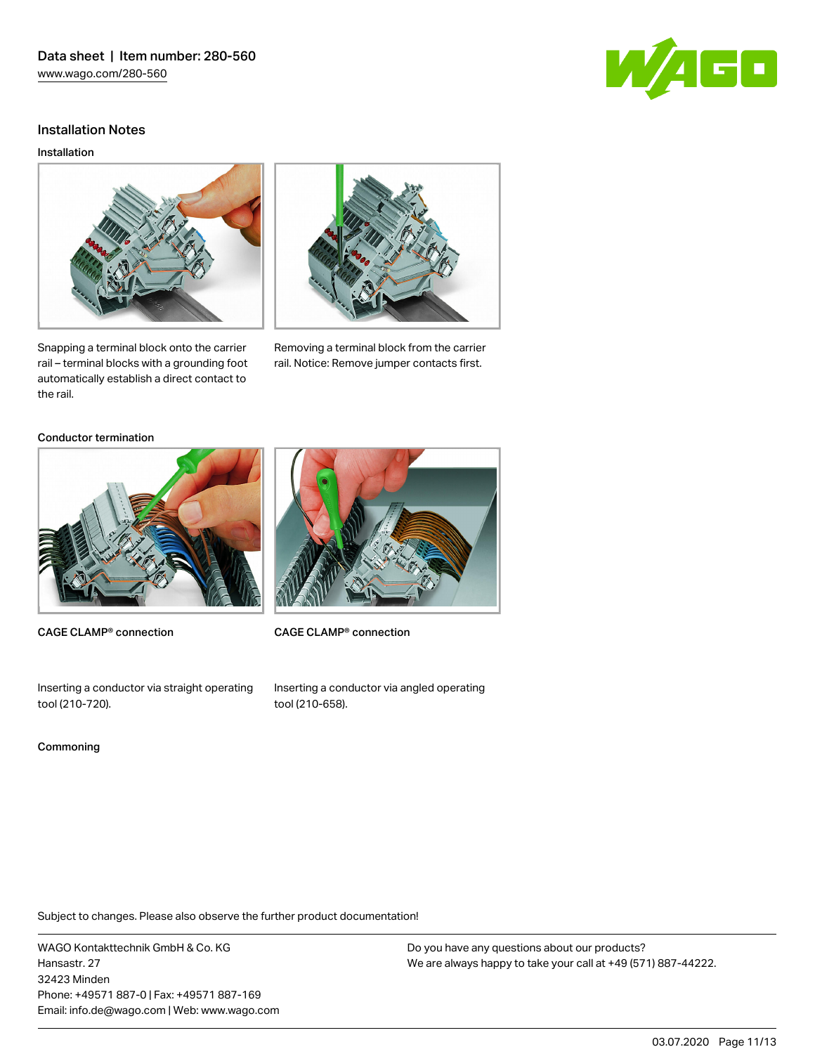## Installation Notes

### Installation

Snapping a terminal block onto the carrier rail – terminal blocks with a grounding foot automatically establish a direct contact to the rail.

Removing a terminal block from the carrier rail. Notice: Remove jumper contacts first.

### Conductor termination

CAGE CLAMP® connection

Inserting a conductor via straight operating tool (210-720).

CAGE CLAMP® connection

Inserting a conductor via angled operating tool (210-658).

### Commoning

Subject to changes. Please also observe the further product documentation!

WAGO Kontakttechnik GmbH & Co. KG
Hansastr. 27
32423 Minden
Phone: +49571 887-0 | Fax: +49571 887-169
Email: info.de@wago.com | Web: www.wago.com

Do you have any questions about our products?
We are always happy to take your call at +49 (571) 887-44222.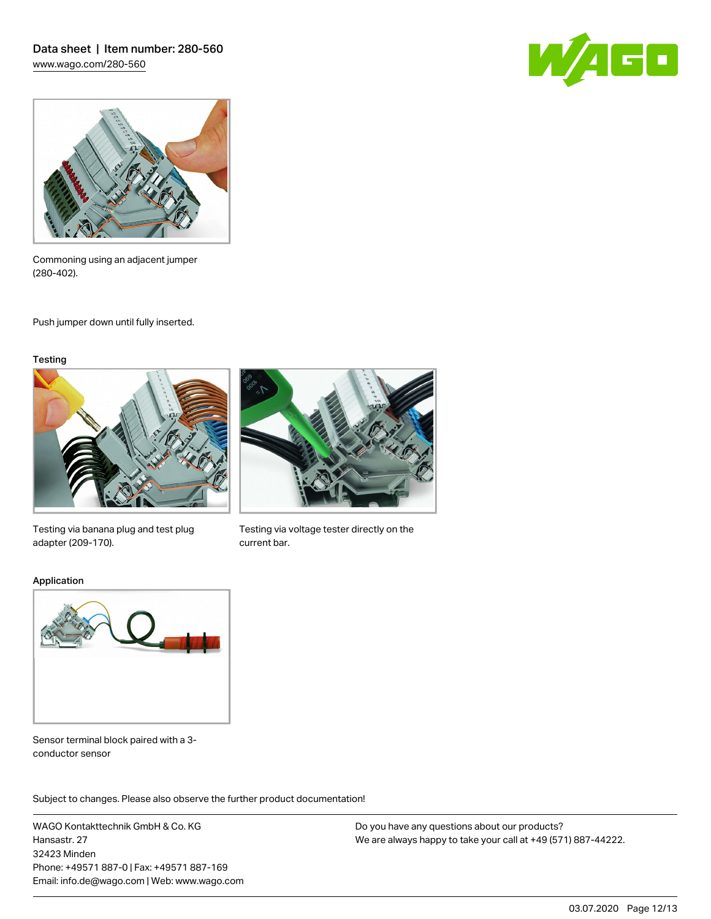Commoning using an adjacent jumper (280-402).

Push jumper down until fully inserted.

## Testing

Testing via banana plug and test plug adapter (209-170).

Testing via voltage tester directly on the current bar.

## Application

Sensor terminal block paired with a 3-conductor sensor

Subject to changes. Please also observe the further product documentation!

WAGO Kontakttechnik GmbH & Co. KG
Hansastr. 27
32423 Minden
Phone: +49571 887-0 | Fax: +49571 887-169
Email: info.de@wago.com | Web: www.wago.com

Do you have any questions about our products?
We are always happy to take your call at +49 (571) 887-44222.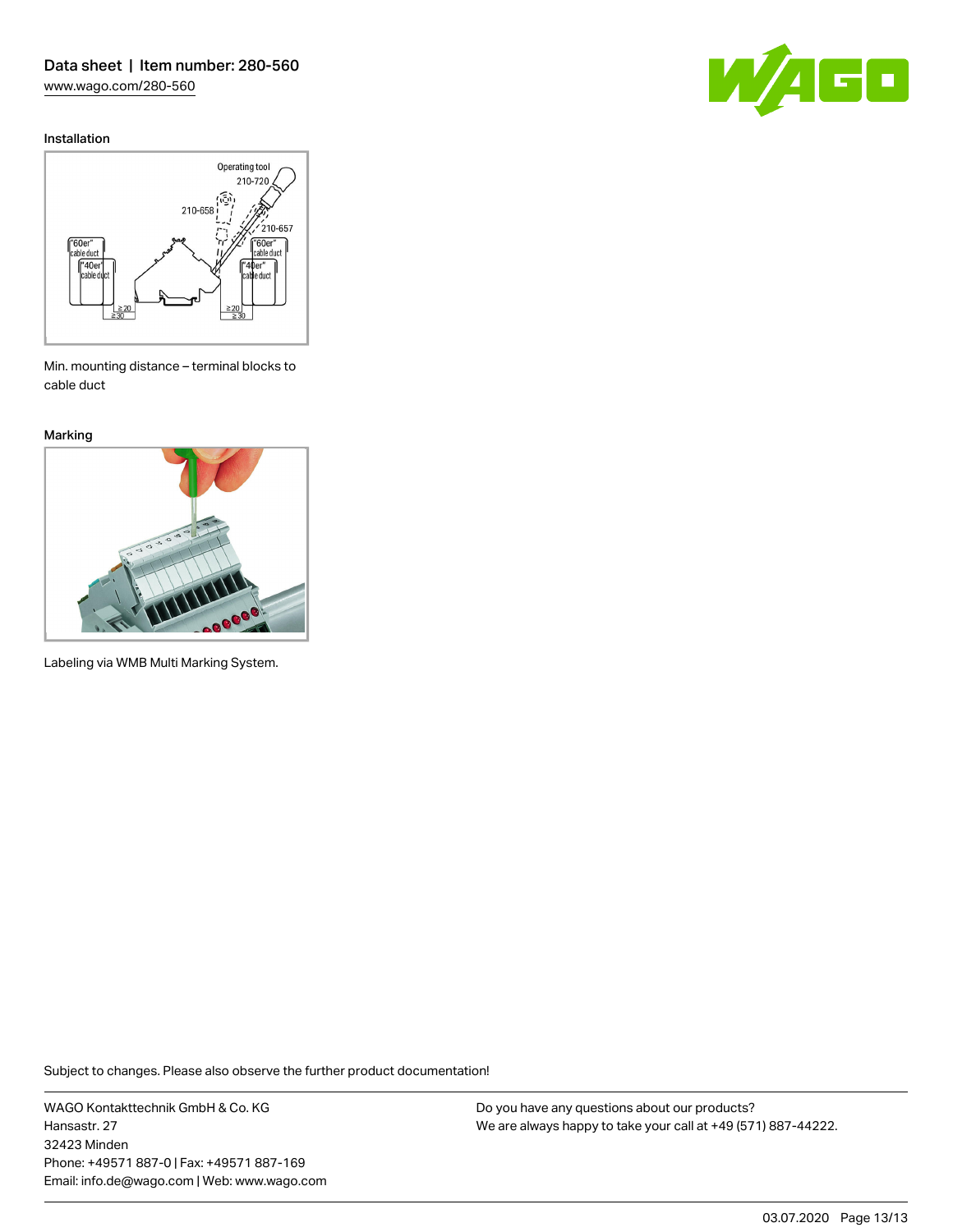## Installation

Operating tool
210-720
210-658
210-657
"60er" cable duct
"40er" cable duct
≥ 20
≥ 30

Min. mounting distance – terminal blocks to cable duct

## Marking

Labeling via WMB Multi Marking System.

Subject to changes. Please also observe the further product documentation!

WAGO Kontakttechnik GmbH & Co. KG
Hansastr. 27
32423 Minden
Phone: +49571 887-0 | Fax: +49571 887-169
Email: info.de@wago.com | Web: www.wago.com

Do you have any questions about our products?
We are always happy to take your call at +49 (571) 887-44222.